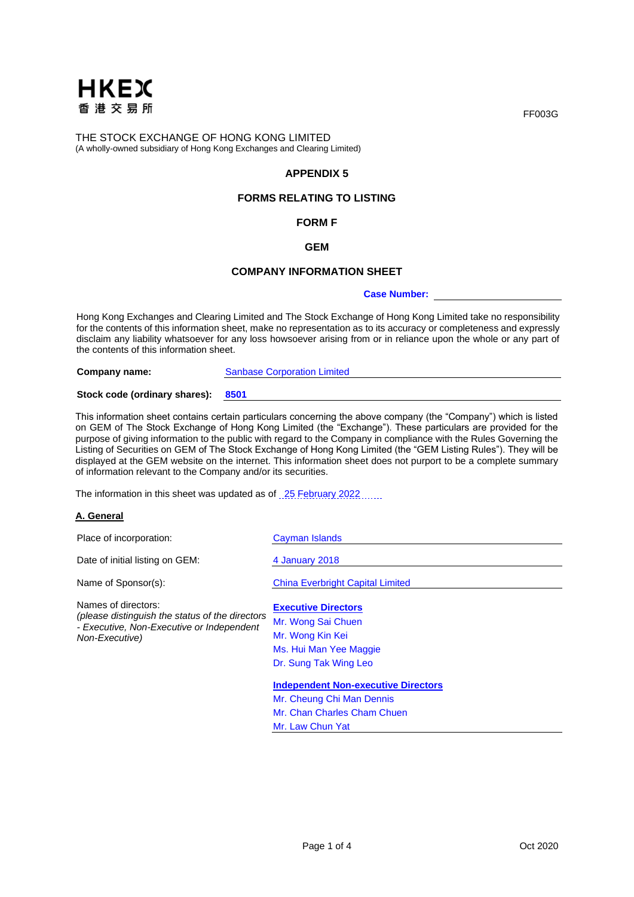HKEX
香港交易所

FF003G

THE STOCK EXCHANGE OF HONG KONG LIMITED
(A wholly-owned subsidiary of Hong Kong Exchanges and Clearing Limited)

**APPENDIX 5**

**FORMS RELATING TO LISTING**

**FORM F**

**GEM**

**COMPANY INFORMATION SHEET**

**Case Number:**

Hong Kong Exchanges and Clearing Limited and The Stock Exchange of Hong Kong Limited take no responsibility for the contents of this information sheet, make no representation as to its accuracy or completeness and expressly disclaim any liability whatsoever for any loss howsoever arising from or in reliance upon the whole or any part of the contents of this information sheet.

**Company name:** Sanbase Corporation Limited

**Stock code (ordinary shares):** **8501**

This information sheet contains certain particulars concerning the above company (the "Company") which is listed on GEM of The Stock Exchange of Hong Kong Limited (the "Exchange"). These particulars are provided for the purpose of giving information to the public with regard to the Company in compliance with the Rules Governing the Listing of Securities on GEM of The Stock Exchange of Hong Kong Limited (the "GEM Listing Rules"). They will be displayed at the GEM website on the internet. This information sheet does not purport to be a complete summary of information relevant to the Company and/or its securities.

The information in this sheet was updated as of 25 February 2022

## A. General

Place of incorporation: Cayman Islands

Date of initial listing on GEM: 4 January 2018

Name of Sponsor(s): China Everbright Capital Limited

Names of directors:
*(please distinguish the status of the directors - Executive, Non-Executive or Independent Non-Executive)*

**Executive Directors**
Mr. Wong Sai Chuen
Mr. Wong Kin Kei
Ms. Hui Man Yee Maggie
Dr. Sung Tak Wing Leo

**Independent Non-executive Directors**
Mr. Cheung Chi Man Dennis
Mr. Chan Charles Cham Chuen
Mr. Law Chun Yat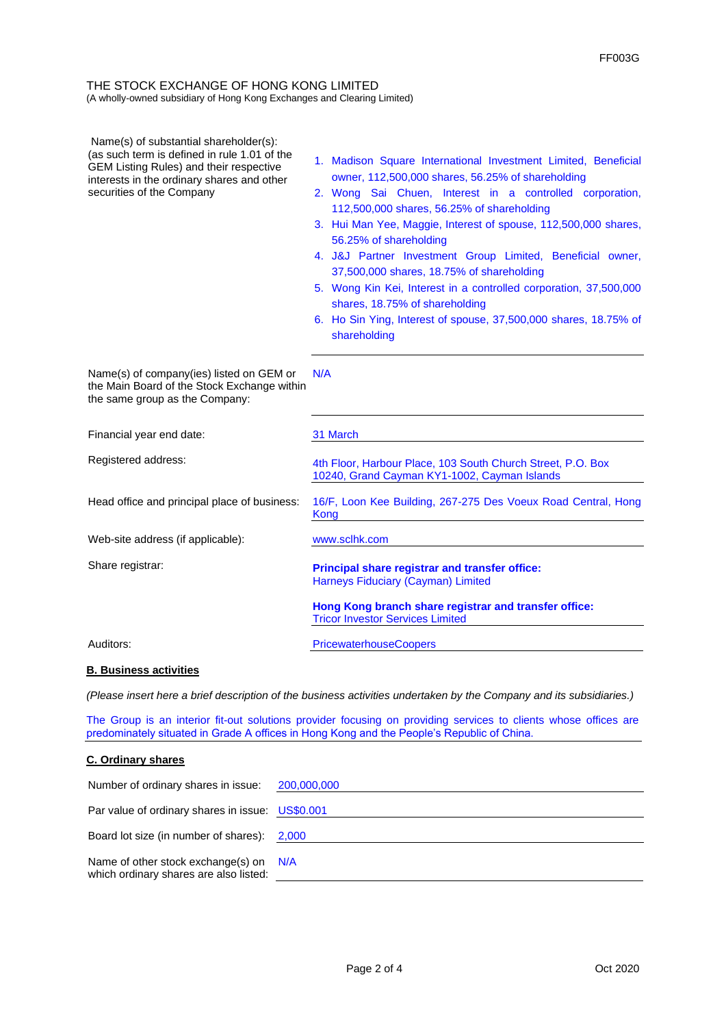THE STOCK EXCHANGE OF HONG KONG LIMITED
(A wholly-owned subsidiary of Hong Kong Exchanges and Clearing Limited)

| | |
|---|---|
| Name(s) of substantial shareholder(s): (as such term is defined in rule 1.01 of the GEM Listing Rules) and their respective interests in the ordinary shares and other securities of the Company | 1. Madison Square International Investment Limited, Beneficial owner, 112,500,000 shares, 56.25% of shareholding<br>2. Wong Sai Chuen, Interest in a controlled corporation, 112,500,000 shares, 56.25% of shareholding<br>3. Hui Man Yee, Maggie, Interest of spouse, 112,500,000 shares, 56.25% of shareholding<br>4. J&J Partner Investment Group Limited, Beneficial owner, 37,500,000 shares, 18.75% of shareholding<br>5. Wong Kin Kei, Interest in a controlled corporation, 37,500,000 shares, 18.75% of shareholding<br>6. Ho Sin Ying, Interest of spouse, 37,500,000 shares, 18.75% of shareholding |
| Name(s) of company(ies) listed on GEM or the Main Board of the Stock Exchange within the same group as the Company: | N/A |
| Financial year end date: | 31 March |
| Registered address: | 4th Floor, Harbour Place, 103 South Church Street, P.O. Box 10240, Grand Cayman KY1-1002, Cayman Islands |
| Head office and principal place of business: | 16/F, Loon Kee Building, 267-275 Des Voeux Road Central, Hong Kong |
| Web-site address (if applicable): | www.sclhk.com |
| Share registrar: | **Principal share registrar and transfer office:**<br>Harneys Fiduciary (Cayman) Limited<br><br>**Hong Kong branch share registrar and transfer office:**<br>Tricor Investor Services Limited |
| Auditors: | PricewaterhouseCoopers |

## B. Business activities

*(Please insert here a brief description of the business activities undertaken by the Company and its subsidiaries.)*

The Group is an interior fit-out solutions provider focusing on providing services to clients whose offices are predominately situated in Grade A offices in Hong Kong and the People's Republic of China.

## C. Ordinary shares

| | |
|---|---|
| Number of ordinary shares in issue: | 200,000,000 |
| Par value of ordinary shares in issue: | US$0.001 |
| Board lot size (in number of shares): | 2,000 |
| Name of other stock exchange(s) on which ordinary shares are also listed: | N/A |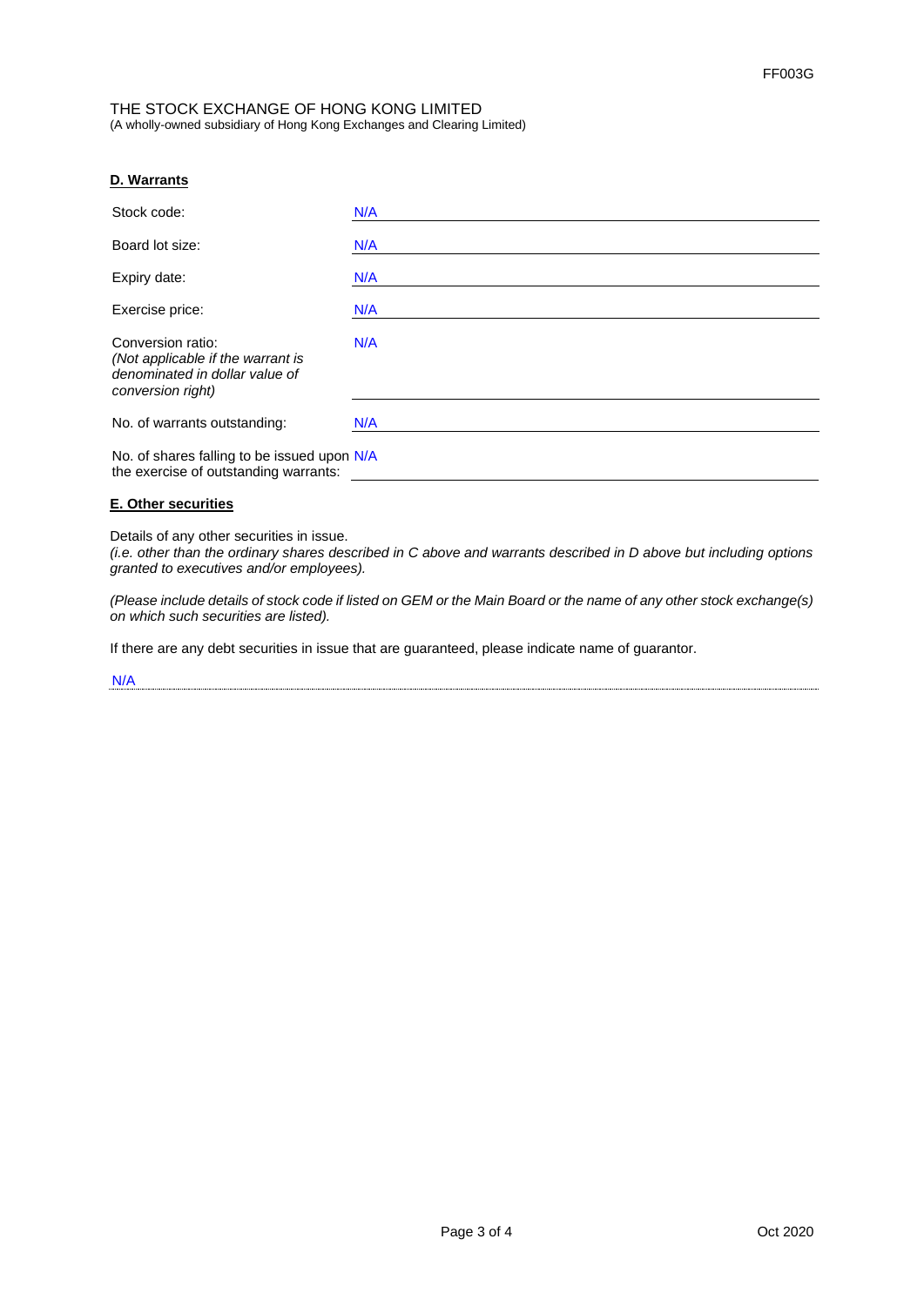THE STOCK EXCHANGE OF HONG KONG LIMITED
(A wholly-owned subsidiary of Hong Kong Exchanges and Clearing Limited)

**D. Warrants**

| | |
|---|---|
| Stock code: | N/A |
| Board lot size: | N/A |
| Expiry date: | N/A |
| Exercise price: | N/A |
| Conversion ratio: *(Not applicable if the warrant is denominated in dollar value of conversion right)* | N/A |
| No. of warrants outstanding: | N/A |
| No. of shares falling to be issued upon the exercise of outstanding warrants: | N/A |

**E. Other securities**

Details of any other securities in issue.
*(i.e. other than the ordinary shares described in C above and warrants described in D above but including options granted to executives and/or employees).*

*(Please include details of stock code if listed on GEM or the Main Board or the name of any other stock exchange(s) on which such securities are listed).*

If there are any debt securities in issue that are guaranteed, please indicate name of guarantor.

N/A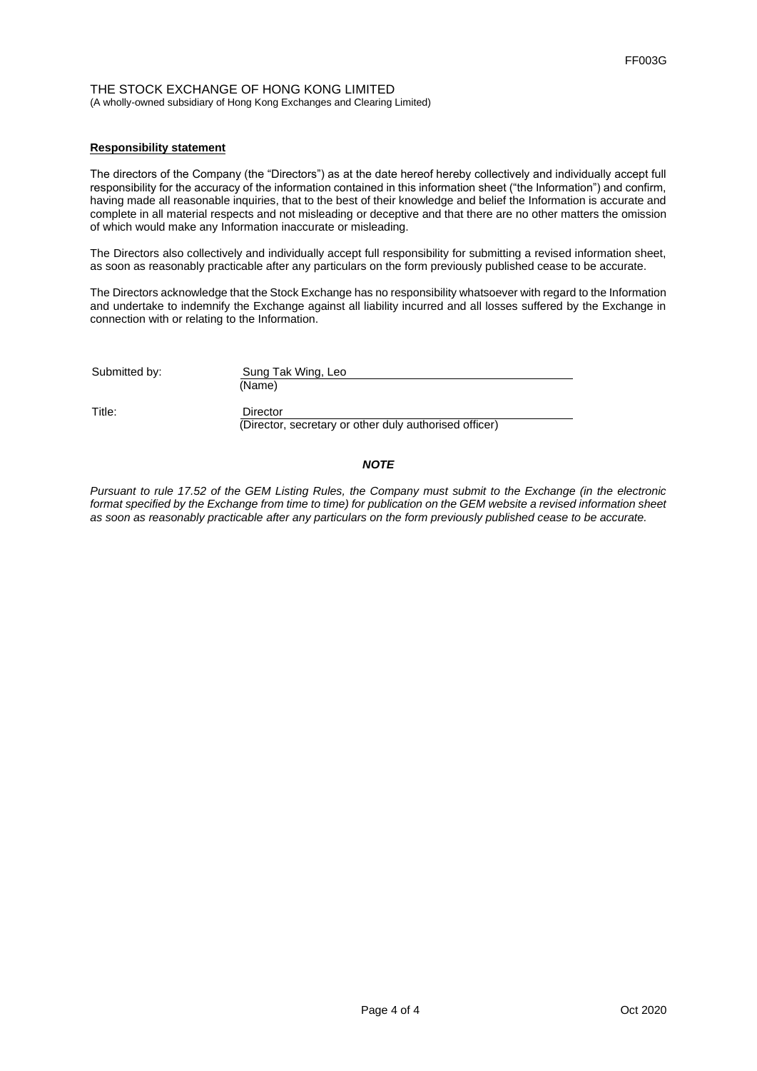THE STOCK EXCHANGE OF HONG KONG LIMITED
(A wholly-owned subsidiary of Hong Kong Exchanges and Clearing Limited)

**Responsibility statement**

The directors of the Company (the "Directors") as at the date hereof hereby collectively and individually accept full responsibility for the accuracy of the information contained in this information sheet ("the Information") and confirm, having made all reasonable inquiries, that to the best of their knowledge and belief the Information is accurate and complete in all material respects and not misleading or deceptive and that there are no other matters the omission of which would make any Information inaccurate or misleading.

The Directors also collectively and individually accept full responsibility for submitting a revised information sheet, as soon as reasonably practicable after any particulars on the form previously published cease to be accurate.

The Directors acknowledge that the Stock Exchange has no responsibility whatsoever with regard to the Information and undertake to indemnify the Exchange against all liability incurred and all losses suffered by the Exchange in connection with or relating to the Information.

Submitted by: Sung Tak Wing, Leo
(Name)

Title: Director
(Director, secretary or other duly authorised officer)

***NOTE***

*Pursuant to rule 17.52 of the GEM Listing Rules, the Company must submit to the Exchange (in the electronic format specified by the Exchange from time to time) for publication on the GEM website a revised information sheet as soon as reasonably practicable after any particulars on the form previously published cease to be accurate.*